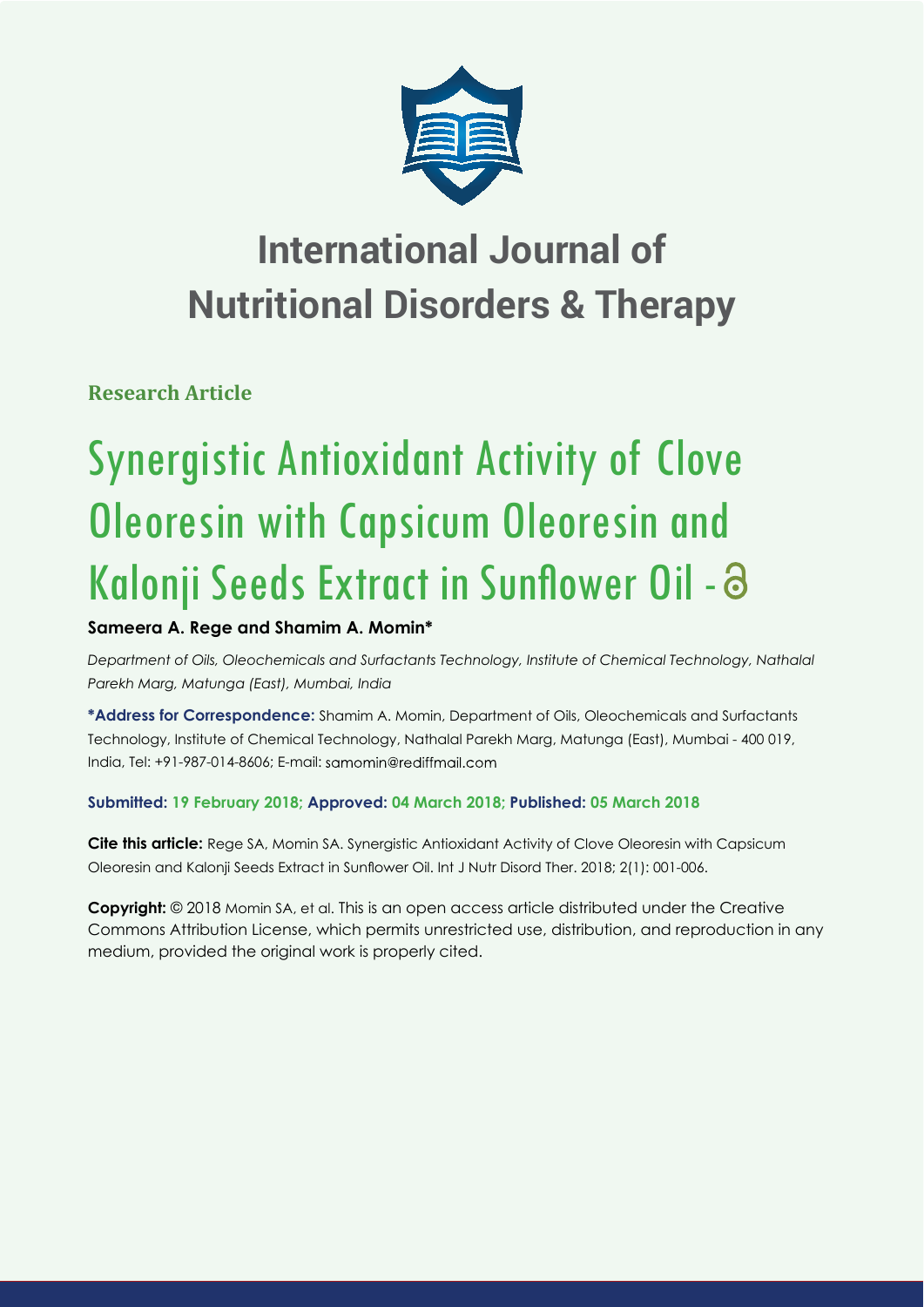# International Journal of Nutritional Disorders & Therapy

**Research Article**

# Synergistic Antioxidant Activity of Clove Oleoresin with Capsicum Oleoresin and Kalonji Seeds Extract in Sunflower Oil -

**Sameera A. Rege and Shamim A. Momin***

*Department of Oils, Oleochemicals and Surfactants Technology, Institute of Chemical Technology, Nathalal Parekh Marg, Matunga (East), Mumbai, India*

**\*Address for Correspondence:** Shamim A. Momin, Department of Oils, Oleochemicals and Surfactants Technology, Institute of Chemical Technology, Nathalal Parekh Marg, Matunga (East), Mumbai - 400 019, India, Tel: +91-987-014-8606; E-mail: samomin@rediffmail.com

**Submitted: 19 February 2018; Approved: 04 March 2018; Published: 05 March 2018**

**Cite this article:** Rege SA, Momin SA. Synergistic Antioxidant Activity of Clove Oleoresin with Capsicum Oleoresin and Kalonji Seeds Extract in Sunflower Oil. Int J Nutr Disord Ther. 2018; 2(1): 001-006.

**Copyright:** © 2018 Momin SA, et al. This is an open access article distributed under the Creative Commons Attribution License, which permits unrestricted use, distribution, and reproduction in any medium, provided the original work is properly cited.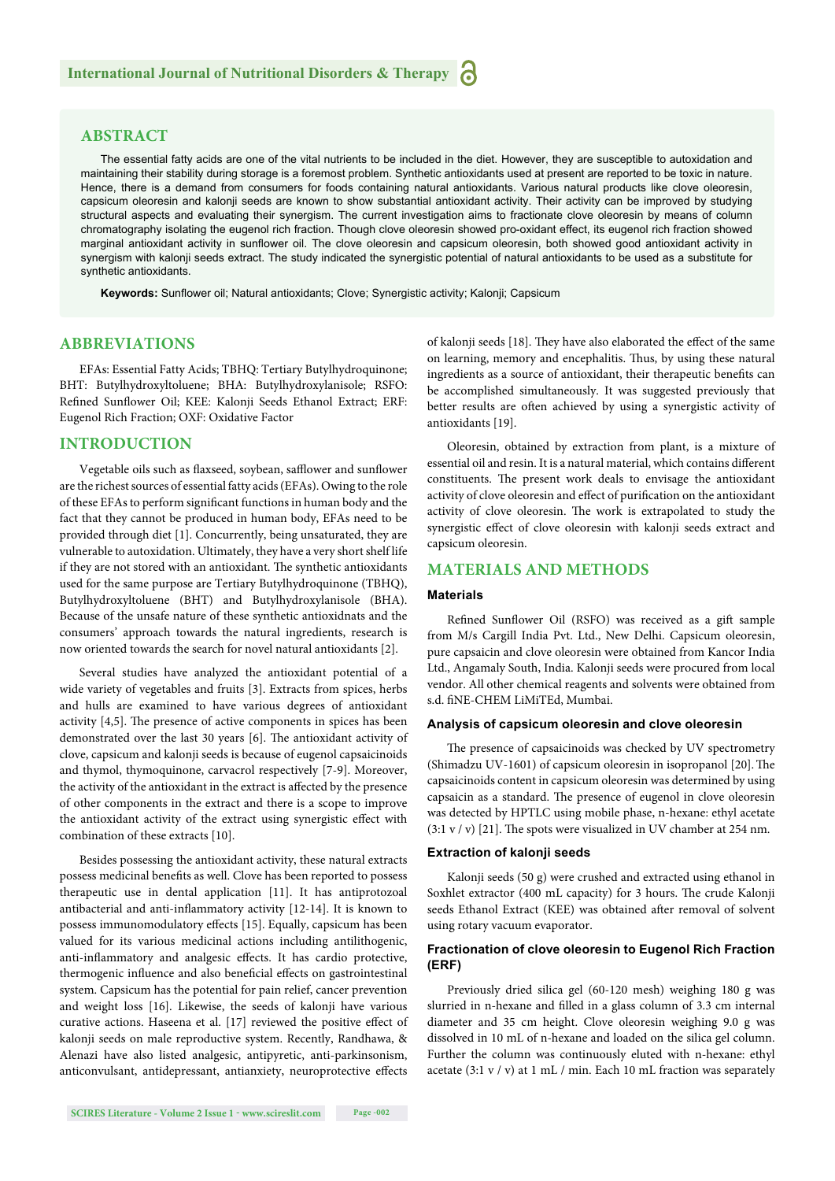## ABSTRACT

The essential fatty acids are one of the vital nutrients to be included in the diet. However, they are susceptible to autoxidation and maintaining their stability during storage is a foremost problem. Synthetic antioxidants used at present are reported to be toxic in nature. Hence, there is a demand from consumers for foods containing natural antioxidants. Various natural products like clove oleoresin, capsicum oleoresin and kalonji seeds are known to show substantial antioxidant activity. Their activity can be improved by studying structural aspects and evaluating their synergism. The current investigation aims to fractionate clove oleoresin by means of column chromatography isolating the eugenol rich fraction. Though clove oleoresin showed pro-oxidant effect, its eugenol rich fraction showed marginal antioxidant activity in sunflower oil. The clove oleoresin and capsicum oleoresin, both showed good antioxidant activity in synergism with kalonji seeds extract. The study indicated the synergistic potential of natural antioxidants to be used as a substitute for synthetic antioxidants.

**Keywords:** Sunflower oil; Natural antioxidants; Clove; Synergistic activity; Kalonji; Capsicum

## ABBREVIATIONS

EFAs: Essential Fatty Acids; TBHQ: Tertiary Butylhydroquinone; BHT: Butylhydroxyltoluene; BHA: Butylhydroxylanisole; RSFO: Refined Sunflower Oil; KEE: Kalonji Seeds Ethanol Extract; ERF: Eugenol Rich Fraction; OXF: Oxidative Factor

## INTRODUCTION

Vegetable oils such as flaxseed, soybean, safflower and sunflower are the richest sources of essential fatty acids (EFAs). Owing to the role of these EFAs to perform significant functions in human body and the fact that they cannot be produced in human body, EFAs need to be provided through diet [1]. Concurrently, being unsaturated, they are vulnerable to autoxidation. Ultimately, they have a very short shelf life if they are not stored with an antioxidant. The synthetic antioxidants used for the same purpose are Tertiary Butylhydroquinone (TBHQ), Butylhydroxyltoluene (BHT) and Butylhydroxylanisole (BHA). Because of the unsafe nature of these synthetic antioxidnats and the consumers' approach towards the natural ingredients, research is now oriented towards the search for novel natural antioxidants [2].

Several studies have analyzed the antioxidant potential of a wide variety of vegetables and fruits [3]. Extracts from spices, herbs and hulls are examined to have various degrees of antioxidant activity [4,5]. The presence of active components in spices has been demonstrated over the last 30 years [6]. The antioxidant activity of clove, capsicum and kalonji seeds is because of eugenol capsaicinoids and thymol, thymoquinone, carvacrol respectively [7-9]. Moreover, the activity of the antioxidant in the extract is affected by the presence of other components in the extract and there is a scope to improve the antioxidant activity of the extract using synergistic effect with combination of these extracts [10].

Besides possessing the antioxidant activity, these natural extracts possess medicinal benefits as well. Clove has been reported to possess therapeutic use in dental application [11]. It has antiprotozoal antibacterial and anti-inflammatory activity [12-14]. It is known to possess immunomodulatory effects [15]. Equally, capsicum has been valued for its various medicinal actions including antilithogenic, anti-inflammatory and analgesic effects. It has cardio protective, thermogenic influence and also beneficial effects on gastrointestinal system. Capsicum has the potential for pain relief, cancer prevention and weight loss [16]. Likewise, the seeds of kalonji have various curative actions. Haseena et al. [17] reviewed the positive effect of kalonji seeds on male reproductive system. Recently, Randhawa, & Alenazi have also listed analgesic, antipyretic, anti-parkinsonism, anticonvulsant, antidepressant, antianxiety, neuroprotective effects of kalonji seeds [18]. They have also elaborated the effect of the same on learning, memory and encephalitis. Thus, by using these natural ingredients as a source of antioxidant, their therapeutic benefits can be accomplished simultaneously. It was suggested previously that better results are often achieved by using a synergistic activity of antioxidants [19].

Oleoresin, obtained by extraction from plant, is a mixture of essential oil and resin. It is a natural material, which contains different constituents. The present work deals to envisage the antioxidant activity of clove oleoresin and effect of purification on the antioxidant activity of clove oleoresin. The work is extrapolated to study the synergistic effect of clove oleoresin with kalonji seeds extract and capsicum oleoresin.

## MATERIALS AND METHODS

### Materials

Refined Sunflower Oil (RSFO) was received as a gift sample from M/s Cargill India Pvt. Ltd., New Delhi. Capsicum oleoresin, pure capsaicin and clove oleoresin were obtained from Kancor India Ltd., Angamaly South, India. Kalonji seeds were procured from local vendor. All other chemical reagents and solvents were obtained from s.d. fiNE-CHEM LiMiTEd, Mumbai.

### Analysis of capsicum oleoresin and clove oleoresin

The presence of capsaicinoids was checked by UV spectrometry (Shimadzu UV-1601) of capsicum oleoresin in isopropanol [20]. The capsaicinoids content in capsicum oleoresin was determined by using capsaicin as a standard. The presence of eugenol in clove oleoresin was detected by HPTLC using mobile phase, n-hexane: ethyl acetate (3:1 v / v) [21]. The spots were visualized in UV chamber at 254 nm.

### Extraction of kalonji seeds

Kalonji seeds (50 g) were crushed and extracted using ethanol in Soxhlet extractor (400 mL capacity) for 3 hours. The crude Kalonji seeds Ethanol Extract (KEE) was obtained after removal of solvent using rotary vacuum evaporator.

### Fractionation of clove oleoresin to Eugenol Rich Fraction (ERF)

Previously dried silica gel (60-120 mesh) weighing 180 g was slurried in n-hexane and filled in a glass column of 3.3 cm internal diameter and 35 cm height. Clove oleoresin weighing 9.0 g was dissolved in 10 mL of n-hexane and loaded on the silica gel column. Further the column was continuously eluted with n-hexane: ethyl acetate (3:1 v / v) at 1 mL / min. Each 10 mL fraction was separately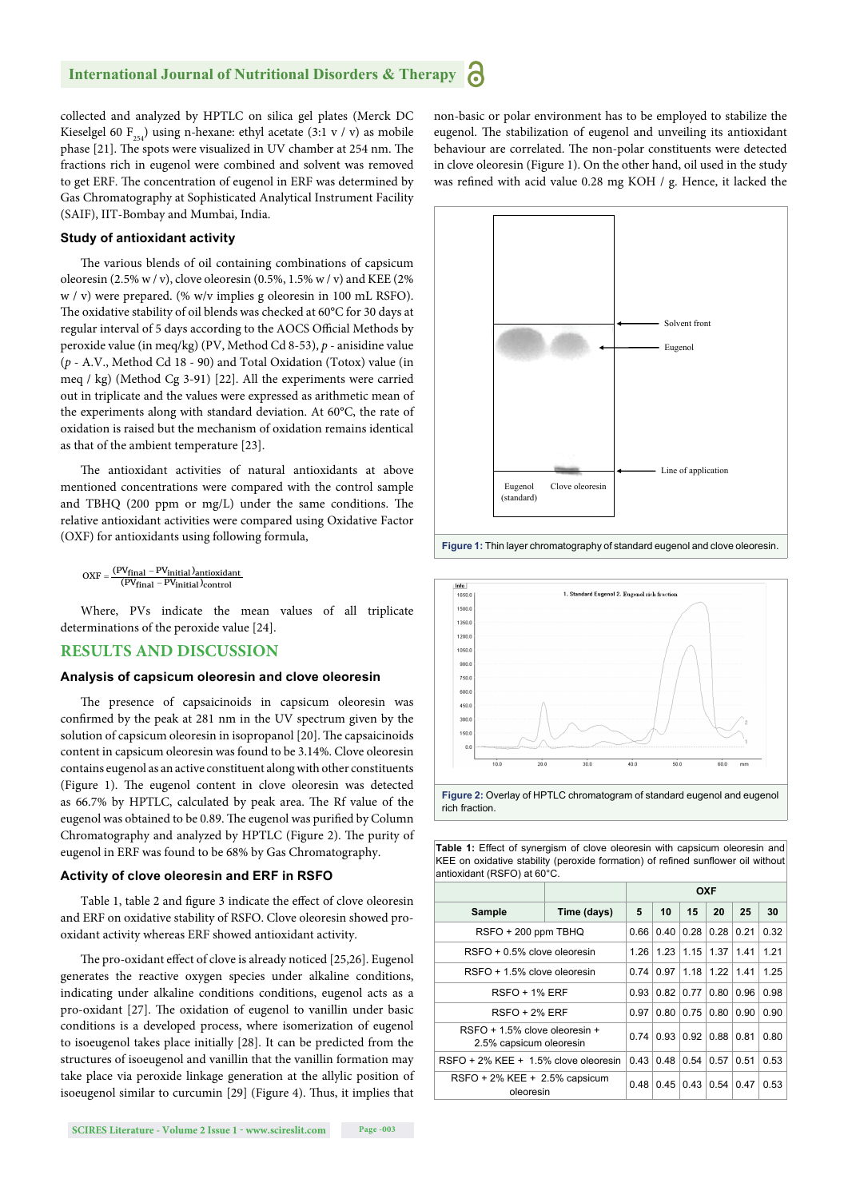collected and analyzed by HPTLC on silica gel plates (Merck DC Kieselgel 60 $F_{254}$) using n-hexane: ethyl acetate (3:1 v / v) as mobile phase [21]. The spots were visualized in UV chamber at 254 nm. The fractions rich in eugenol were combined and solvent was removed to get ERF. The concentration of eugenol in ERF was determined by Gas Chromatography at Sophisticated Analytical Instrument Facility (SAIF), IIT-Bombay and Mumbai, India.

### Study of antioxidant activity

The various blends of oil containing combinations of capsicum oleoresin (2.5% w / v), clove oleoresin (0.5%, 1.5% w / v) and KEE (2% w / v) were prepared. (% w/v implies g oleoresin in 100 mL RSFO). The oxidative stability of oil blends was checked at 60°C for 30 days at regular interval of 5 days according to the AOCS Official Methods by peroxide value (in meq/kg) (PV, Method Cd 8-53), *p* - anisidine value (*p* - A.V., Method Cd 18 - 90) and Total Oxidation (Totox) value (in meq / kg) (Method Cg 3-91) [22]. All the experiments were carried out in triplicate and the values were expressed as arithmetic mean of the experiments along with standard deviation. At 60°C, the rate of oxidation is raised but the mechanism of oxidation remains identical as that of the ambient temperature [23].

The antioxidant activities of natural antioxidants at above mentioned concentrations were compared with the control sample and TBHQ (200 ppm or mg/L) under the same conditions. The relative antioxidant activities were compared using Oxidative Factor (OXF) for antioxidants using following formula,

$$OXF = \frac{(PV_{final} - PV_{initial})_{antioxidant}}{(PV_{final} - PV_{initial})_{control}}$$

Where, PVs indicate the mean values of all triplicate determinations of the peroxide value [24].

## RESULTS AND DISCUSSION

### Analysis of capsicum oleoresin and clove oleoresin

The presence of capsaicinoids in capsicum oleoresin was confirmed by the peak at 281 nm in the UV spectrum given by the solution of capsicum oleoresin in isopropanol [20]. The capsaicinoids content in capsicum oleoresin was found to be 3.14%. Clove oleoresin contains eugenol as an active constituent along with other constituents (Figure 1). The eugenol content in clove oleoresin was detected as 66.7% by HPTLC, calculated by peak area. The Rf value of the eugenol was obtained to be 0.89. The eugenol was purified by Column Chromatography and analyzed by HPTLC (Figure 2). The purity of eugenol in ERF was found to be 68% by Gas Chromatography.

### Activity of clove oleoresin and ERF in RSFO

Table 1, table 2 and figure 3 indicate the effect of clove oleoresin and ERF on oxidative stability of RSFO. Clove oleoresin showed pro-oxidant activity whereas ERF showed antioxidant activity.

The pro-oxidant effect of clove is already noticed [25,26]. Eugenol generates the reactive oxygen species under alkaline conditions, indicating under alkaline conditions conditions, eugenol acts as a pro-oxidant [27]. The oxidation of eugenol to vanillin under basic conditions is a developed process, where isomerization of eugenol to isoeugenol takes place initially [28]. It can be predicted from the structures of isoeugenol and vanillin that the vanillin formation may take place via peroxide linkage generation at the allylic position of isoeugenol similar to curcumin [29] (Figure 4). Thus, it implies that non-basic or polar environment has to be employed to stabilize the eugenol. The stabilization of eugenol and unveiling its antioxidant behaviour are correlated. The non-polar constituents were detected in clove oleoresin (Figure 1). On the other hand, oil used in the study was refined with acid value 0.28 mg KOH / g. Hence, it lacked the

**Figure 1:** Thin layer chromatography of standard eugenol and clove oleoresin.

**Figure 2:** Overlay of HPTLC chromatogram of standard eugenol and eugenol rich fraction.

**Table 1:** Effect of synergism of clove oleoresin with capsicum oleoresin and KEE on oxidative stability (peroxide formation) of refined sunflower oil without antioxidant (RSFO) at 60°C.

| | | OXF | | | | | |
|---|---|---|---|---|---|---|---|
| **Sample** | **Time (days)** | **5** | **10** | **15** | **20** | **25** | **30** |
| RSFO + 200 ppm TBHQ | | 0.66 | 0.40 | 0.28 | 0.28 | 0.21 | 0.32 |
| RSFO + 0.5% clove oleoresin | | 1.26 | 1.23 | 1.15 | 1.37 | 1.41 | 1.21 |
| RSFO + 1.5% clove oleoresin | | 0.74 | 0.97 | 1.18 | 1.22 | 1.41 | 1.25 |
| RSFO + 1% ERF | | 0.93 | 0.82 | 0.77 | 0.80 | 0.96 | 0.98 |
| RSFO + 2% ERF | | 0.97 | 0.80 | 0.75 | 0.80 | 0.90 | 0.90 |
| RSFO + 1.5% clove oleoresin + 2.5% capsicum oleoresin | | 0.74 | 0.93 | 0.92 | 0.88 | 0.81 | 0.80 |
| RSFO + 2% KEE + 1.5% clove oleoresin | | 0.43 | 0.48 | 0.54 | 0.57 | 0.51 | 0.53 |
| RSFO + 2% KEE + 2.5% capsicum oleoresin | | 0.48 | 0.45 | 0.43 | 0.54 | 0.47 | 0.53 |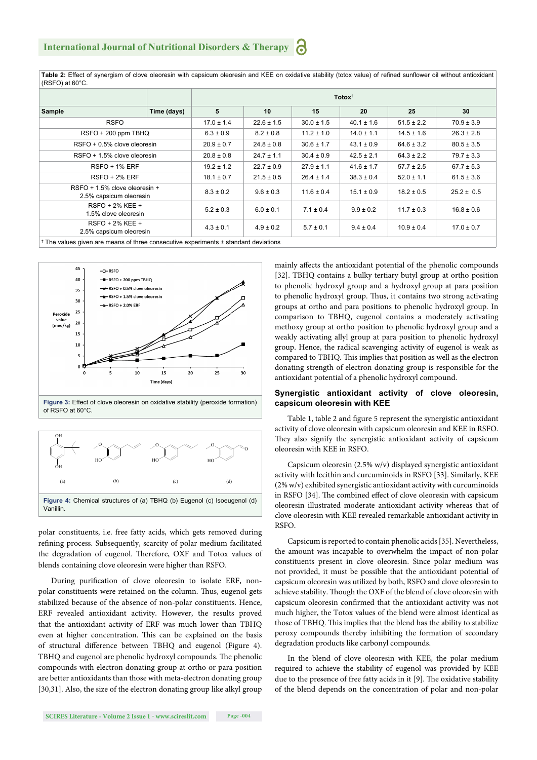**Table 2:** Effect of synergism of clove oleoresin with capsicum oleoresin and KEE on oxidative stability (totox value) of refined sunflower oil without antioxidant (RSFO) at 60°C.

| Sample | Time (days) | Totox[†] | | | | | |
|---|---|---|---|---|---|---|---|
| | | 5 | 10 | 15 | 20 | 25 | 30 |
| RSFO | | 17.0 ± 1.4 | 22.6 ± 1.5 | 30.0 ± 1.5 | 40.1 ± 1.6 | 51.5 ± 2.2 | 70.9 ± 3.9 |
| RSFO + 200 ppm TBHQ | | 6.3 ± 0.9 | 8.2 ± 0.8 | 11.2 ± 1.0 | 14.0 ± 1.1 | 14.5 ± 1.6 | 26.3 ± 2.8 |
| RSFO + 0.5% clove oleoresin | | 20.9 ± 0.7 | 24.8 ± 0.8 | 30.6 ± 1.7 | 43.1 ± 0.9 | 64.6 ± 3.2 | 80.5 ± 3.5 |
| RSFO + 1.5% clove oleoresin | | 20.8 ± 0.8 | 24.7 ± 1.1 | 30.4 ± 0.9 | 42.5 ± 2.1 | 64.3 ± 2.2 | 79.7 ± 3.3 |
| RSFO + 1% ERF | | 19.2 ± 1.2 | 22.7 ± 0.9 | 27.9 ± 1.1 | 41.6 ± 1.7 | 57.7 ± 2.5 | 67.7 ± 5.3 |
| RSFO + 2% ERF | | 18.1 ± 0.7 | 21.5 ± 0.5 | 26.4 ± 1.4 | 38.3 ± 0.4 | 52.0 ± 1.1 | 61.5 ± 3.6 |
| RSFO + 1.5% clove oleoresin + 2.5% capsicum oleoresin | | 8.3 ± 0.2 | 9.6 ± 0.3 | 11.6 ± 0.4 | 15.1 ± 0.9 | 18.2 ± 0.5 | 25.2 ± 0.5 |
| RSFO + 2% KEE + 1.5% clove oleoresin | | 5.2 ± 0.3 | 6.0 ± 0.1 | 7.1 ± 0.4 | 9.9 ± 0.2 | 11.7 ± 0.3 | 16.8 ± 0.6 |
| RSFO + 2% KEE + 2.5% capsicum oleoresin | | 4.3 ± 0.1 | 4.9 ± 0.2 | 5.7 ± 0.1 | 9.4 ± 0.4 | 10.9 ± 0.4 | 17.0 ± 0.7 |

[†] The values given are means of three consecutive experiments ± standard deviations

**Figure 3:** Effect of clove oleoresin on oxidative stability (peroxide formation) of RSFO at 60°C.

**Figure 4:** Chemical structures of (a) TBHQ (b) Eugenol (c) Isoeugenol (d) Vanillin.

polar constituents, i.e. free fatty acids, which gets removed during refining process. Subsequently, scarcity of polar medium facilitated the degradation of eugenol. Therefore, OXF and Totox values of blends containing clove oleoresin were higher than RSFO.

During purification of clove oleoresin to isolate ERF, non-polar constituents were retained on the column. Thus, eugenol gets stabilized because of the absence of non-polar constituents. Hence, ERF revealed antioxidant activity. However, the results proved that the antioxidant activity of ERF was much lower than TBHQ even at higher concentration. This can be explained on the basis of structural difference between TBHQ and eugenol (Figure 4). TBHQ and eugenol are phenolic hydroxyl compounds. The phenolic compounds with electron donating group at ortho or para position are better antioxidants than those with meta-electron donating group [30,31]. Also, the size of the electron donating group like alkyl group mainly affects the antioxidant potential of the phenolic compounds [32]. TBHQ contains a bulky tertiary butyl group at ortho position to phenolic hydroxyl group and a hydroxyl group at para position to phenolic hydroxyl group. Thus, it contains two strong activating groups at ortho and para positions to phenolic hydroxyl group. In comparison to TBHQ, eugenol contains a moderately activating methoxy group at ortho position to phenolic hydroxyl group and a weakly activating allyl group at para position to phenolic hydroxyl group. Hence, the radical scavenging activity of eugenol is weak as compared to TBHQ. This implies that position as well as the electron donating strength of electron donating group is responsible for the antioxidant potential of a phenolic hydroxyl compound.

### Synergistic antioxidant activity of clove oleoresin, capsicum oleoresin with KEE

Table 1, table 2 and figure 5 represent the synergistic antioxidant activity of clove oleoresin with capsicum oleoresin and KEE in RSFO. They also signify the synergistic antioxidant activity of capsicum oleoresin with KEE in RSFO.

Capsicum oleoresin (2.5% w/v) displayed synergistic antioxidant activity with lecithin and curcuminoids in RSFO [33]. Similarly, KEE (2% w/v) exhibited synergistic antioxidant activity with curcuminoids in RSFO [34]. The combined effect of clove oleoresin with capsicum oleoresin illustrated moderate antioxidant activity whereas that of clove oleoresin with KEE revealed remarkable antioxidant activity in RSFO.

Capsicum is reported to contain phenolic acids [35]. Nevertheless, the amount was incapable to overwhelm the impact of non-polar constituents present in clove oleoresin. Since polar medium was not provided, it must be possible that the antioxidant potential of capsicum oleoresin was utilized by both, RSFO and clove oleoresin to achieve stability. Though the OXF of the blend of clove oleoresin with capsicum oleoresin confirmed that the antioxidant activity was not much higher, the Totox values of the blend were almost identical as those of TBHQ. This implies that the blend has the ability to stabilize peroxy compounds thereby inhibiting the formation of secondary degradation products like carbonyl compounds.

In the blend of clove oleoresin with KEE, the polar medium required to achieve the stability of eugenol was provided by KEE due to the presence of free fatty acids in it [9]. The oxidative stability of the blend depends on the concentration of polar and non-polar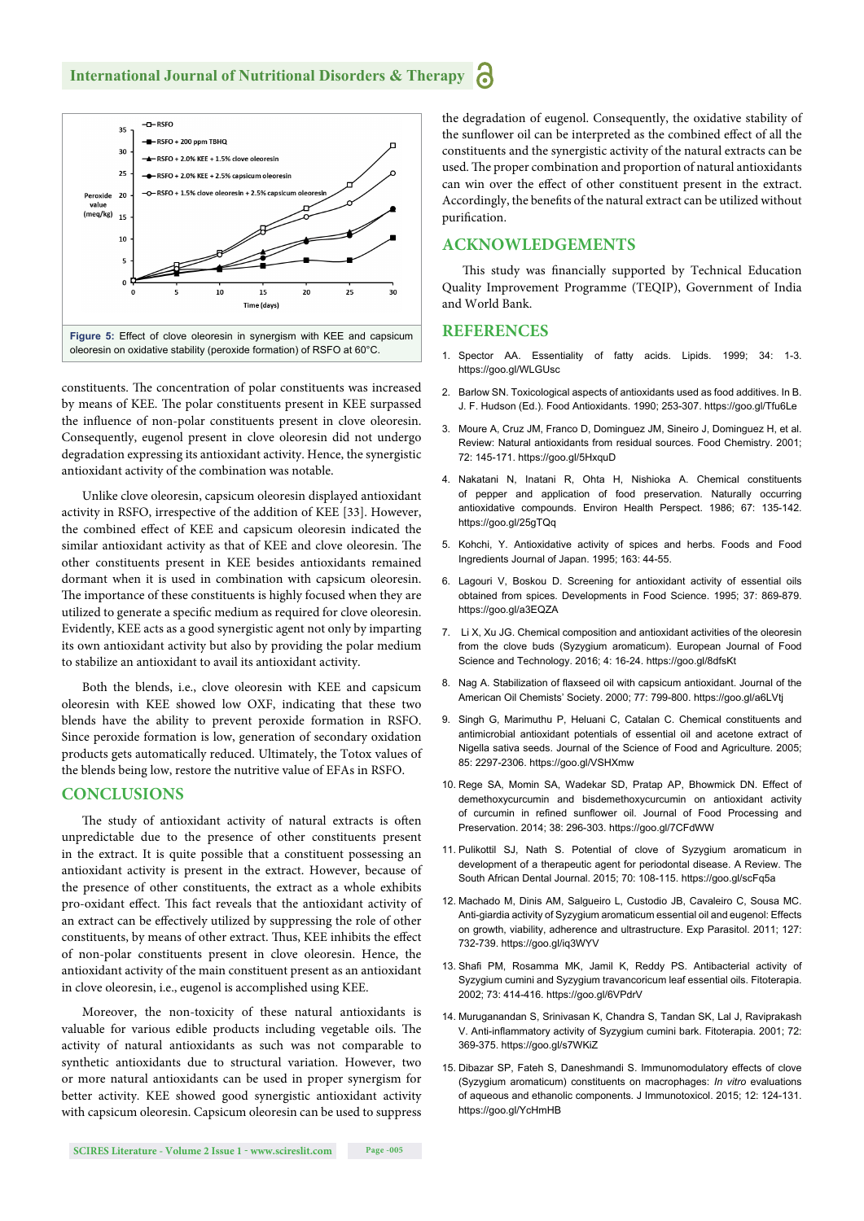Figure 5: Effect of clove oleoresin in synergism with KEE and capsicum oleoresin on oxidative stability (peroxide formation) of RSFO at 60°C.

constituents. The concentration of polar constituents was increased by means of KEE. The polar constituents present in KEE surpassed the influence of non-polar constituents present in clove oleoresin. Consequently, eugenol present in clove oleoresin did not undergo degradation expressing its antioxidant activity. Hence, the synergistic antioxidant activity of the combination was notable.

Unlike clove oleoresin, capsicum oleoresin displayed antioxidant activity in RSFO, irrespective of the addition of KEE [33]. However, the combined effect of KEE and capsicum oleoresin indicated the similar antioxidant activity as that of KEE and clove oleoresin. The other constituents present in KEE besides antioxidants remained dormant when it is used in combination with capsicum oleoresin. The importance of these constituents is highly focused when they are utilized to generate a specific medium as required for clove oleoresin. Evidently, KEE acts as a good synergistic agent not only by imparting its own antioxidant activity but also by providing the polar medium to stabilize an antioxidant to avail its antioxidant activity.

Both the blends, i.e., clove oleoresin with KEE and capsicum oleoresin with KEE showed low OXF, indicating that these two blends have the ability to prevent peroxide formation in RSFO. Since peroxide formation is low, generation of secondary oxidation products gets automatically reduced. Ultimately, the Totox values of the blends being low, restore the nutritive value of EFAs in RSFO.

## CONCLUSIONS

The study of antioxidant activity of natural extracts is often unpredictable due to the presence of other constituents present in the extract. It is quite possible that a constituent possessing an antioxidant activity is present in the extract. However, because of the presence of other constituents, the extract as a whole exhibits pro-oxidant effect. This fact reveals that the antioxidant activity of an extract can be effectively utilized by suppressing the role of other constituents, by means of other extract. Thus, KEE inhibits the effect of non-polar constituents present in clove oleoresin. Hence, the antioxidant activity of the main constituent present as an antioxidant in clove oleoresin, i.e., eugenol is accomplished using KEE.

Moreover, the non-toxicity of these natural antioxidants is valuable for various edible products including vegetable oils. The activity of natural antioxidants as such was not comparable to synthetic antioxidants due to structural variation. However, two or more natural antioxidants can be used in proper synergism for better activity. KEE showed good synergistic antioxidant activity with capsicum oleoresin. Capsicum oleoresin can be used to suppress the degradation of eugenol. Consequently, the oxidative stability of the sunflower oil can be interpreted as the combined effect of all the constituents and the synergistic activity of the natural extracts can be used. The proper combination and proportion of natural antioxidants can win over the effect of other constituent present in the extract. Accordingly, the benefits of the natural extract can be utilized without purification.

## ACKNOWLEDGEMENTS

This study was financially supported by Technical Education Quality Improvement Programme (TEQIP), Government of India and World Bank.

## REFERENCES

1. Spector AA. Essentiality of fatty acids. Lipids. 1999; 34: 1-3. https://goo.gl/WLGUsc
2. Barlow SN. Toxicological aspects of antioxidants used as food additives. In B. J. F. Hudson (Ed.). Food Antioxidants. 1990; 253-307. https://goo.gl/Tfu6Le
3. Moure A, Cruz JM, Franco D, Dominguez JM, Sineiro J, Dominguez H, et al. Review: Natural antioxidants from residual sources. Food Chemistry. 2001; 72: 145-171. https://goo.gl/5HxquD
4. Nakatani N, Inatani R, Ohta H, Nishioka A. Chemical constituents of pepper and application of food preservation. Naturally occurring antioxidative compounds. Environ Health Perspect. 1986; 67: 135-142. https://goo.gl/25gTQq
5. Kohchi, Y. Antioxidative activity of spices and herbs. Foods and Food Ingredients Journal of Japan. 1995; 163: 44-55.
6. Lagouri V, Boskou D. Screening for antioxidant activity of essential oils obtained from spices. Developments in Food Science. 1995; 37: 869-879. https://goo.gl/a3EQZA
7. Li X, Xu JG. Chemical composition and antioxidant activities of the oleoresin from the clove buds (Syzygium aromaticum). European Journal of Food Science and Technology. 2016; 4: 16-24. https://goo.gl/8dfsKt
8. Nag A. Stabilization of flaxseed oil with capsicum antioxidant. Journal of the American Oil Chemists' Society. 2000; 77: 799-800. https://goo.gl/a6LVtj
9. Singh G, Marimuthu P, Heluani C, Catalan C. Chemical constituents and antimicrobial antioxidant potentials of essential oil and acetone extract of Nigella sativa seeds. Journal of the Science of Food and Agriculture. 2005; 85: 2297-2306. https://goo.gl/VSHXmw
10. Rege SA, Momin SA, Wadekar SD, Pratap AP, Bhowmick DN. Effect of demethoxycurcumin and bisdemethoxycurcumin on antioxidant activity of curcumin in refined sunflower oil. Journal of Food Processing and Preservation. 2014; 38: 296-303. https://goo.gl/7CFdWW
11. Pulikottil SJ, Nath S. Potential of clove of Syzygium aromaticum in development of a therapeutic agent for periodontal disease. A Review. The South African Dental Journal. 2015; 70: 108-115. https://goo.gl/scFq5a
12. Machado M, Dinis AM, Salgueiro L, Custodio JB, Cavaleiro C, Sousa MC. Anti-giardia activity of Syzygium aromaticum essential oil and eugenol: Effects on growth, viability, adherence and ultrastructure. Exp Parasitol. 2011; 127: 732-739. https://goo.gl/iq3WYV
13. Shafi PM, Rosamma MK, Jamil K, Reddy PS. Antibacterial activity of Syzygium cumini and Syzygium travancoricum leaf essential oils. Fitoterapia. 2002; 73: 414-416. https://goo.gl/6VPdrV
14. Muruganandan S, Srinivasan K, Chandra S, Tandan SK, Lal J, Raviprakash V. Anti-inflammatory activity of Syzygium cumini bark. Fitoterapia. 2001; 72: 369-375. https://goo.gl/s7WKiZ
15. Dibazar SP, Fateh S, Daneshmandi S. Immunomodulatory effects of clove (Syzygium aromaticum) constituents on macrophages: *In vitro* evaluations of aqueous and ethanolic components. J Immunotoxicol. 2015; 12: 124-131. https://goo.gl/YcHmHB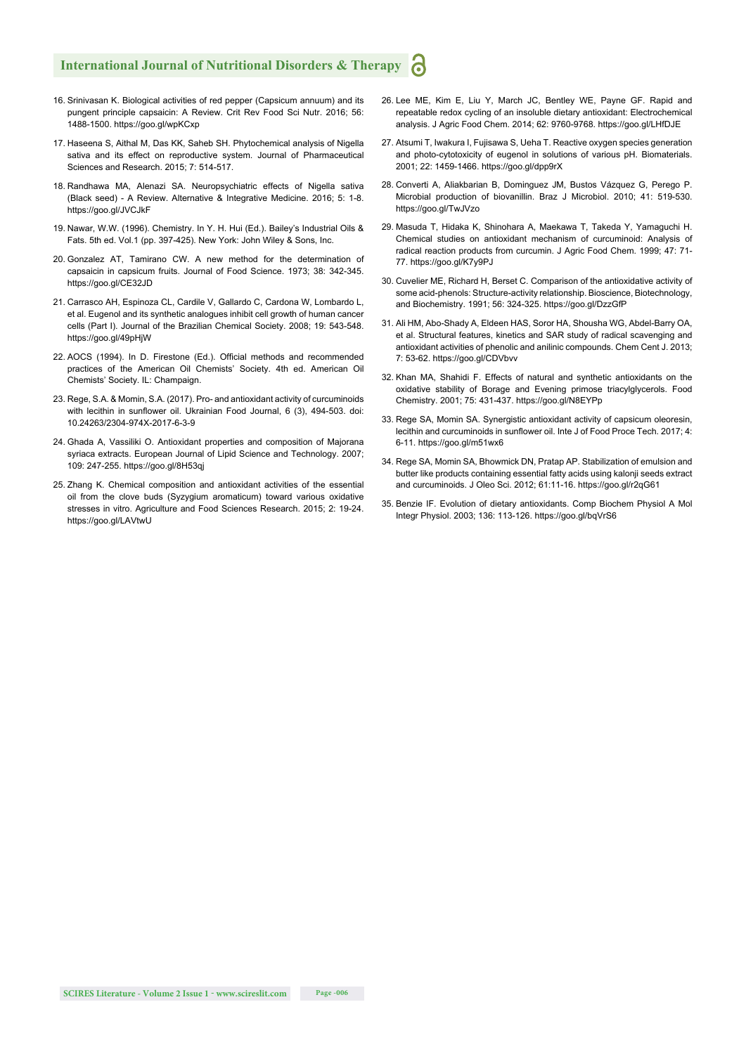16. Srinivasan K. Biological activities of red pepper (Capsicum annuum) and its pungent principle capsaicin: A Review. Crit Rev Food Sci Nutr. 2016; 56: 1488-1500. https://goo.gl/wpKCxp

17. Haseena S, Aithal M, Das KK, Saheb SH. Phytochemical analysis of Nigella sativa and its effect on reproductive system. Journal of Pharmaceutical Sciences and Research. 2015; 7: 514-517.

18. Randhawa MA, Alenazi SA. Neuropsychiatric effects of Nigella sativa (Black seed) - A Review. Alternative & Integrative Medicine. 2016; 5: 1-8. https://goo.gl/JVCJkF

19. Nawar, W.W. (1996). Chemistry. In Y. H. Hui (Ed.). Bailey's Industrial Oils & Fats. 5th ed. Vol.1 (pp. 397-425). New York: John Wiley & Sons, Inc.

20. Gonzalez AT, Tamirano CW. A new method for the determination of capsaicin in capsicum fruits. Journal of Food Science. 1973; 38: 342-345. https://goo.gl/CE32JD

21. Carrasco AH, Espinoza CL, Cardile V, Gallardo C, Cardona W, Lombardo L, et al. Eugenol and its synthetic analogues inhibit cell growth of human cancer cells (Part I). Journal of the Brazilian Chemical Society. 2008; 19: 543-548. https://goo.gl/49pHjW

22. AOCS (1994). In D. Firestone (Ed.). Official methods and recommended practices of the American Oil Chemists' Society. 4th ed. American Oil Chemists' Society. IL: Champaign.

23. Rege, S.A. & Momin, S.A. (2017). Pro- and antioxidant activity of curcuminoids with lecithin in sunflower oil. Ukrainian Food Journal, 6 (3), 494-503. doi: 10.24263/2304-974X-2017-6-3-9

24. Ghada A, Vassiliki O. Antioxidant properties and composition of Majorana syriaca extracts. European Journal of Lipid Science and Technology. 2007; 109: 247-255. https://goo.gl/8H53qj

25. Zhang K. Chemical composition and antioxidant activities of the essential oil from the clove buds (Syzygium aromaticum) toward various oxidative stresses in vitro. Agriculture and Food Sciences Research. 2015; 2: 19-24. https://goo.gl/LAVtwU

26. Lee ME, Kim E, Liu Y, March JC, Bentley WE, Payne GF. Rapid and repeatable redox cycling of an insoluble dietary antioxidant: Electrochemical analysis. J Agric Food Chem. 2014; 62: 9760-9768. https://goo.gl/LHfDJE

27. Atsumi T, Iwakura I, Fujisawa S, Ueha T. Reactive oxygen species generation and photo-cytotoxicity of eugenol in solutions of various pH. Biomaterials. 2001; 22: 1459-1466. https://goo.gl/dpp9rX

28. Converti A, Aliakbarian B, Dominguez JM, Bustos Vázquez G, Perego P. Microbial production of biovanillin. Braz J Microbiol. 2010; 41: 519-530. https://goo.gl/TwJVzo

29. Masuda T, Hidaka K, Shinohara A, Maekawa T, Takeda Y, Yamaguchi H. Chemical studies on antioxidant mechanism of curcuminoid: Analysis of radical reaction products from curcumin. J Agric Food Chem. 1999; 47: 71-77. https://goo.gl/K7y9PJ

30. Cuvelier ME, Richard H, Berset C. Comparison of the antioxidative activity of some acid-phenols: Structure-activity relationship. Bioscience, Biotechnology, and Biochemistry. 1991; 56: 324-325. https://goo.gl/DzzGfP

31. Ali HM, Abo-Shady A, Eldeen HAS, Soror HA, Shousha WG, Abdel-Barry OA, et al. Structural features, kinetics and SAR study of radical scavenging and antioxidant activities of phenolic and anilinic compounds. Chem Cent J. 2013; 7: 53-62. https://goo.gl/CDVbvv

32. Khan MA, Shahidi F. Effects of natural and synthetic antioxidants on the oxidative stability of Borage and Evening primose triacylglycerols. Food Chemistry. 2001; 75: 431-437. https://goo.gl/N8EYPp

33. Rege SA, Momin SA. Synergistic antioxidant activity of capsicum oleoresin, lecithin and curcuminoids in sunflower oil. Inte J of Food Proce Tech. 2017; 4: 6-11. https://goo.gl/m51wx6

34. Rege SA, Momin SA, Bhowmick DN, Pratap AP. Stabilization of emulsion and butter like products containing essential fatty acids using kalonji seeds extract and curcuminoids. J Oleo Sci. 2012; 61:11-16. https://goo.gl/r2qG61

35. Benzie IF. Evolution of dietary antioxidants. Comp Biochem Physiol A Mol Integr Physiol. 2003; 136: 113-126. https://goo.gl/bqVrS6